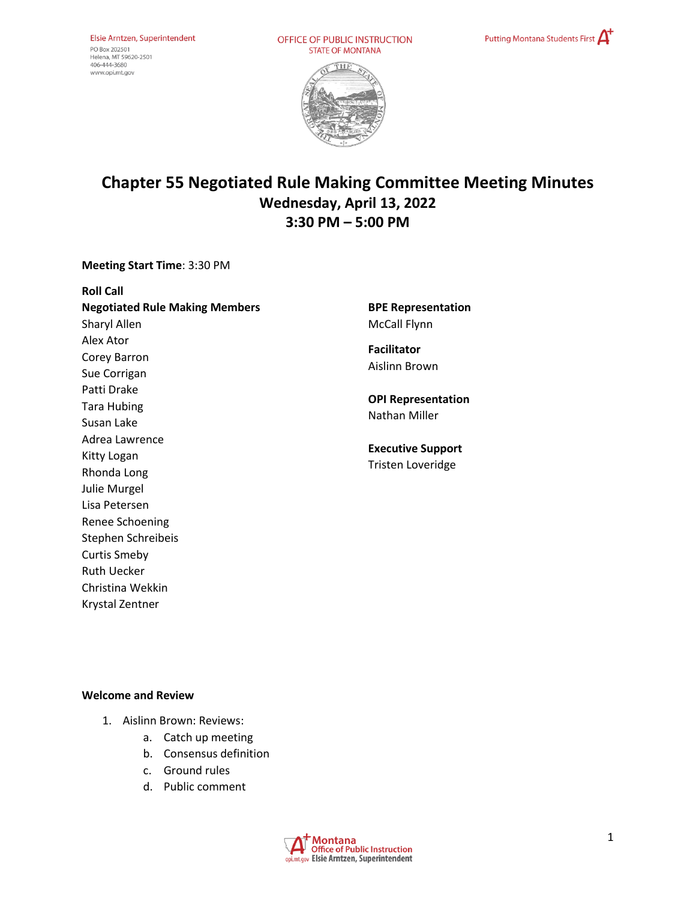Elsie Arntzen, Superintendent
PO Box 202501
Helena, MT 59620-2501
406-444-3680
www.opi.mt.gov

OFFICE OF PUBLIC INSTRUCTION
STATE OF MONTANA

Putting Montana Students First

# Chapter 55 Negotiated Rule Making Committee Meeting Minutes

## Wednesday, April 13, 2022
## 3:30 PM – 5:00 PM

**Meeting Start Time**: 3:30 PM

**Roll Call**

**Negotiated Rule Making Members**

Sharyl Allen
Alex Ator
Corey Barron
Sue Corrigan
Patti Drake
Tara Hubing
Susan Lake
Adrea Lawrence
Kitty Logan
Rhonda Long
Julie Murgel
Lisa Petersen
Renee Schoening
Stephen Schreibeis
Curtis Smeby
Ruth Uecker
Christina Wekkin
Krystal Zentner

**BPE Representation**

McCall Flynn

**Facilitator**

Aislinn Brown

**OPI Representation**

Nathan Miller

**Executive Support**

Tristen Loveridge

**Welcome and Review**

1. Aislinn Brown: Reviews:
    a. Catch up meeting
    b. Consensus definition
    c. Ground rules
    d. Public comment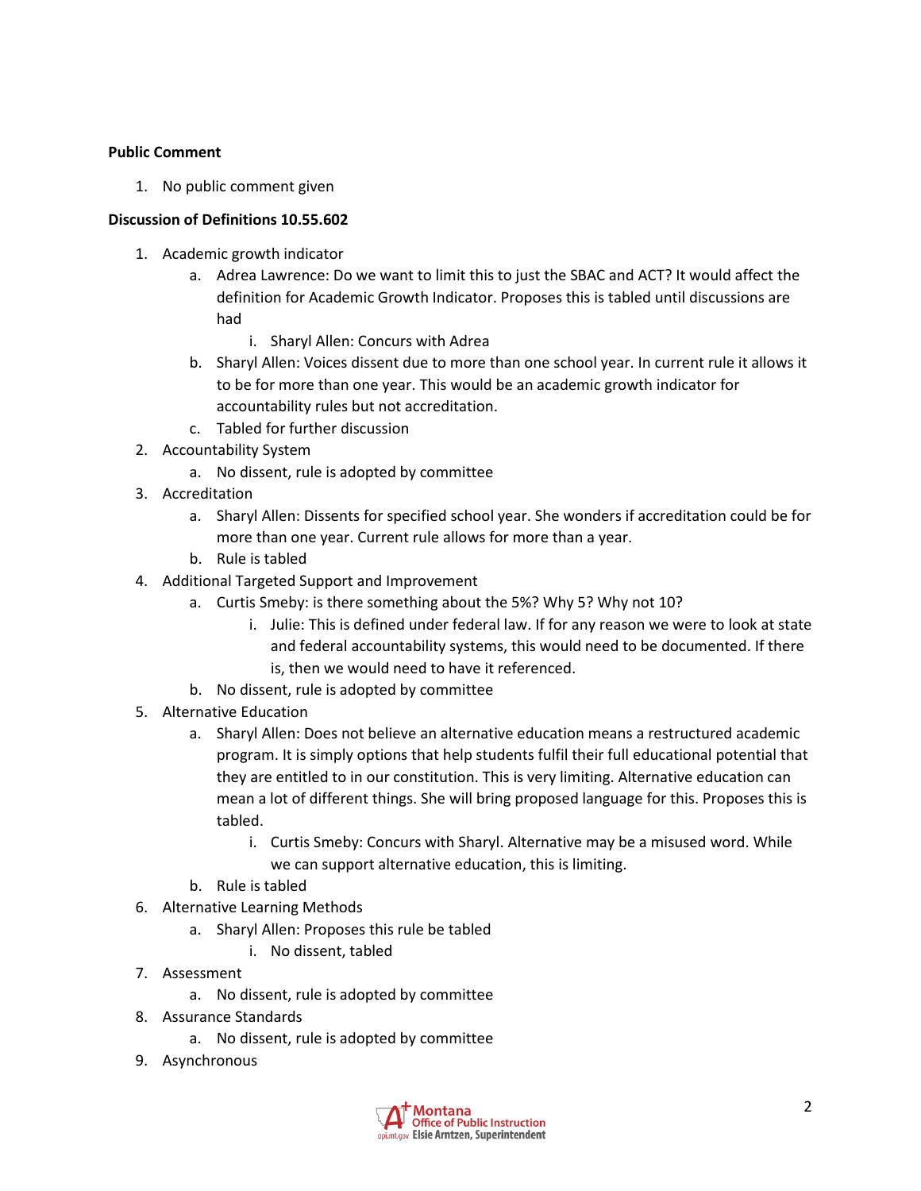**Public Comment**

1. No public comment given

**Discussion of Definitions 10.55.602**

1. Academic growth indicator
    a. Adrea Lawrence: Do we want to limit this to just the SBAC and ACT? It would affect the definition for Academic Growth Indicator. Proposes this is tabled until discussions are had
        i. Sharyl Allen: Concurs with Adrea
    b. Sharyl Allen: Voices dissent due to more than one school year. In current rule it allows it to be for more than one year. This would be an academic growth indicator for accountability rules but not accreditation.
    c. Tabled for further discussion
2. Accountability System
    a. No dissent, rule is adopted by committee
3. Accreditation
    a. Sharyl Allen: Dissents for specified school year. She wonders if accreditation could be for more than one year. Current rule allows for more than a year.
    b. Rule is tabled
4. Additional Targeted Support and Improvement
    a. Curtis Smeby: is there something about the 5%? Why 5? Why not 10?
        i. Julie: This is defined under federal law. If for any reason we were to look at state and federal accountability systems, this would need to be documented. If there is, then we would need to have it referenced.
    b. No dissent, rule is adopted by committee
5. Alternative Education
    a. Sharyl Allen: Does not believe an alternative education means a restructured academic program. It is simply options that help students fulfil their full educational potential that they are entitled to in our constitution. This is very limiting. Alternative education can mean a lot of different things. She will bring proposed language for this. Proposes this is tabled.
        i. Curtis Smeby: Concurs with Sharyl. Alternative may be a misused word. While we can support alternative education, this is limiting.
    b. Rule is tabled
6. Alternative Learning Methods
    a. Sharyl Allen: Proposes this rule be tabled
        i. No dissent, tabled
7. Assessment
    a. No dissent, rule is adopted by committee
8. Assurance Standards
    a. No dissent, rule is adopted by committee
9. Asynchronous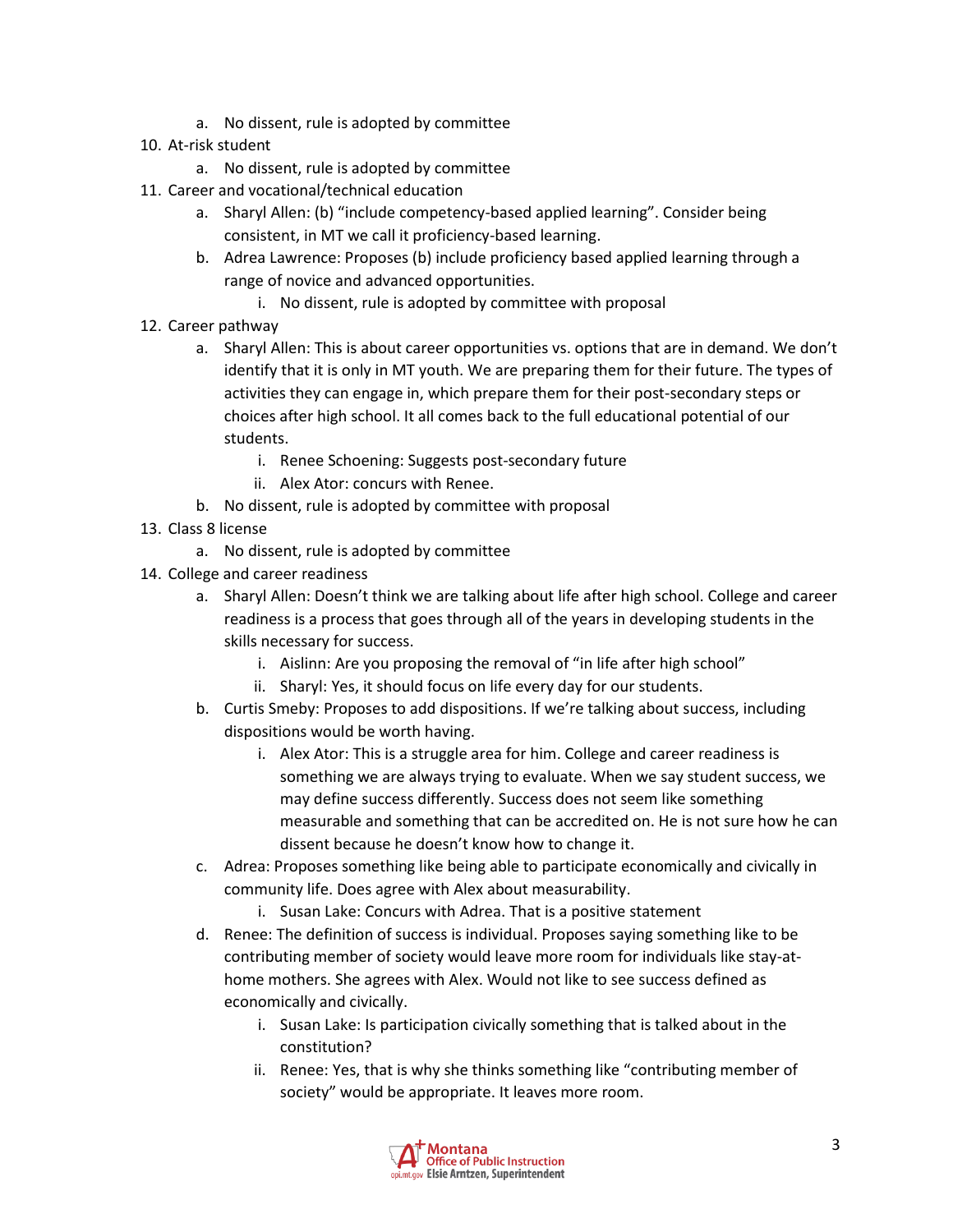a. No dissent, rule is adopted by committee

10. At-risk student
    a. No dissent, rule is adopted by committee
11. Career and vocational/technical education
    a. Sharyl Allen: (b) "include competency-based applied learning". Consider being consistent, in MT we call it proficiency-based learning.
    b. Adrea Lawrence: Proposes (b) include proficiency based applied learning through a range of novice and advanced opportunities.
       i. No dissent, rule is adopted by committee with proposal
12. Career pathway
    a. Sharyl Allen: This is about career opportunities vs. options that are in demand. We don't identify that it is only in MT youth. We are preparing them for their future. The types of activities they can engage in, which prepare them for their post-secondary steps or choices after high school. It all comes back to the full educational potential of our students.
       i. Renee Schoening: Suggests post-secondary future
       ii. Alex Ator: concurs with Renee.
    b. No dissent, rule is adopted by committee with proposal
13. Class 8 license
    a. No dissent, rule is adopted by committee
14. College and career readiness
    a. Sharyl Allen: Doesn't think we are talking about life after high school. College and career readiness is a process that goes through all of the years in developing students in the skills necessary for success.
       i. Aislinn: Are you proposing the removal of "in life after high school"
       ii. Sharyl: Yes, it should focus on life every day for our students.
    b. Curtis Smeby: Proposes to add dispositions. If we're talking about success, including dispositions would be worth having.
       i. Alex Ator: This is a struggle area for him. College and career readiness is something we are always trying to evaluate. When we say student success, we may define success differently. Success does not seem like something measurable and something that can be accredited on. He is not sure how he can dissent because he doesn't know how to change it.
    c. Adrea: Proposes something like being able to participate economically and civically in community life. Does agree with Alex about measurability.
       i. Susan Lake: Concurs with Adrea. That is a positive statement
    d. Renee: The definition of success is individual. Proposes saying something like to be contributing member of society would leave more room for individuals like stay-at-home mothers. She agrees with Alex. Would not like to see success defined as economically and civically.
       i. Susan Lake: Is participation civically something that is talked about in the constitution?
       ii. Renee: Yes, that is why she thinks something like "contributing member of society" would be appropriate. It leaves more room.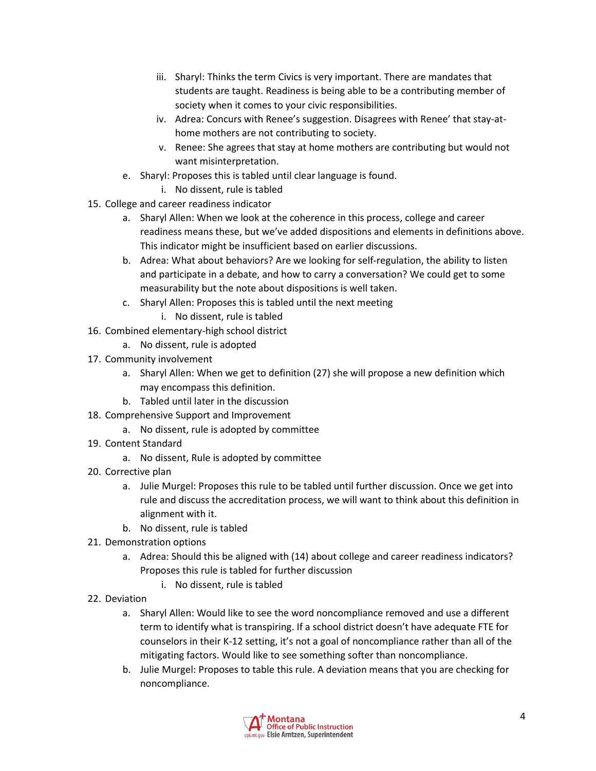- iii. Sharyl: Thinks the term Civics is very important. There are mandates that students are taught. Readiness is being able to be a contributing member of society when it comes to your civic responsibilities.
   - iv. Adrea: Concurs with Renee's suggestion. Disagrees with Renee' that stay-at-home mothers are not contributing to society.
   - v. Renee: She agrees that stay at home mothers are contributing but would not want misinterpretation.
 - e. Sharyl: Proposes this is tabled until clear language is found.
   - i. No dissent, rule is tabled

15. College and career readiness indicator
    - a. Sharyl Allen: When we look at the coherence in this process, college and career readiness means these, but we've added dispositions and elements in definitions above. This indicator might be insufficient based on earlier discussions.
    - b. Adrea: What about behaviors? Are we looking for self-regulation, the ability to listen and participate in a debate, and how to carry a conversation? We could get to some measurability but the note about dispositions is well taken.
    - c. Sharyl Allen: Proposes this is tabled until the next meeting
      - i. No dissent, rule is tabled
16. Combined elementary-high school district
    - a. No dissent, rule is adopted
17. Community involvement
    - a. Sharyl Allen: When we get to definition (27) she will propose a new definition which may encompass this definition.
    - b. Tabled until later in the discussion
18. Comprehensive Support and Improvement
    - a. No dissent, rule is adopted by committee
19. Content Standard
    - a. No dissent, Rule is adopted by committee
20. Corrective plan
    - a. Julie Murgel: Proposes this rule to be tabled until further discussion. Once we get into rule and discuss the accreditation process, we will want to think about this definition in alignment with it.
    - b. No dissent, rule is tabled
21. Demonstration options
    - a. Adrea: Should this be aligned with (14) about college and career readiness indicators? Proposes this rule is tabled for further discussion
      - i. No dissent, rule is tabled
22. Deviation
    - a. Sharyl Allen: Would like to see the word noncompliance removed and use a different term to identify what is transpiring. If a school district doesn't have adequate FTE for counselors in their K-12 setting, it's not a goal of noncompliance rather than all of the mitigating factors. Would like to see something softer than noncompliance.
    - b. Julie Murgel: Proposes to table this rule. A deviation means that you are checking for noncompliance.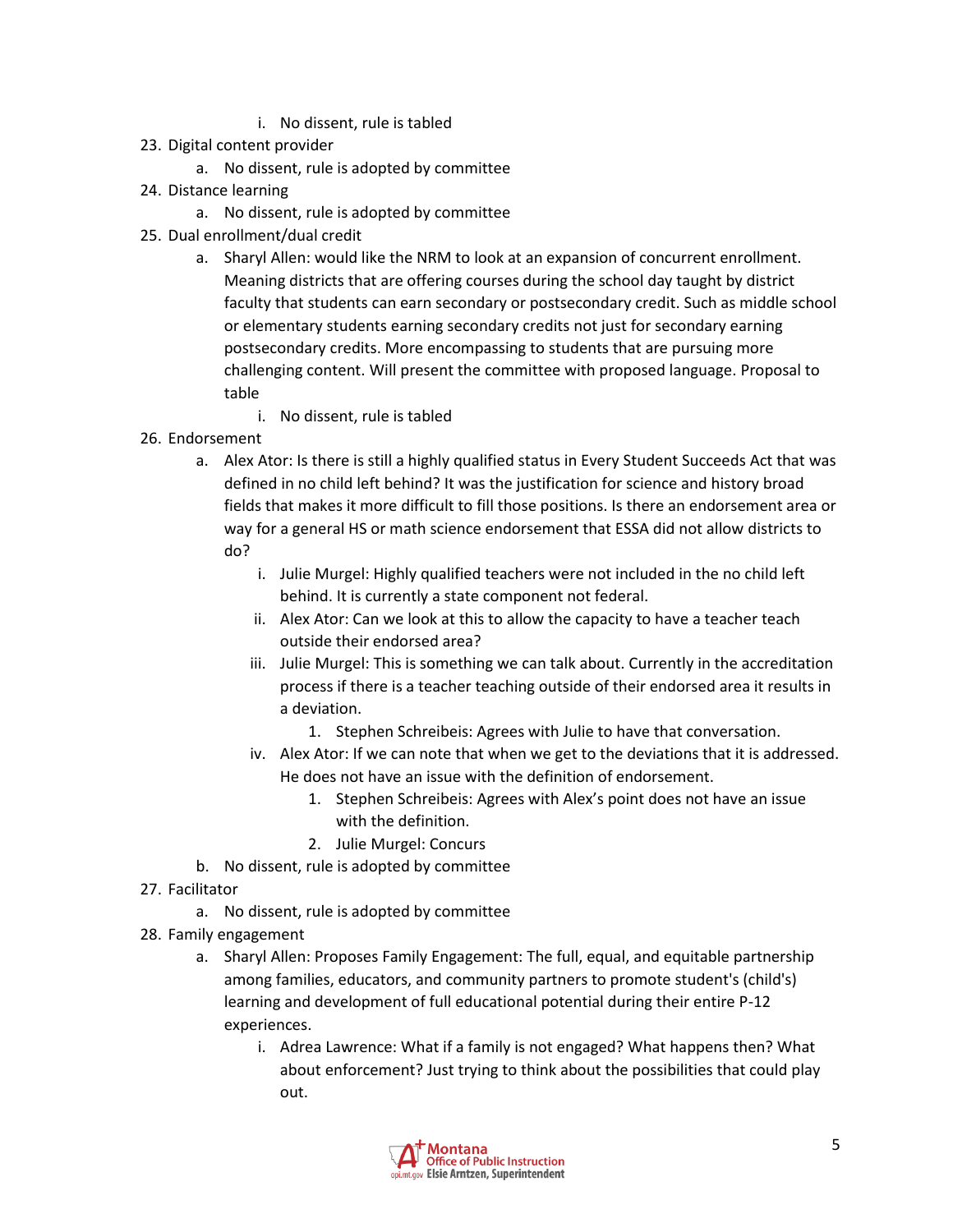i. No dissent, rule is tabled

23. Digital content provider
    a. No dissent, rule is adopted by committee
24. Distance learning
    a. No dissent, rule is adopted by committee
25. Dual enrollment/dual credit
    a. Sharyl Allen: would like the NRM to look at an expansion of concurrent enrollment. Meaning districts that are offering courses during the school day taught by district faculty that students can earn secondary or postsecondary credit. Such as middle school or elementary students earning secondary credits not just for secondary earning postsecondary credits. More encompassing to students that are pursuing more challenging content. Will present the committee with proposed language. Proposal to table
       i. No dissent, rule is tabled
26. Endorsement
    a. Alex Ator: Is there is still a highly qualified status in Every Student Succeeds Act that was defined in no child left behind? It was the justification for science and history broad fields that makes it more difficult to fill those positions. Is there an endorsement area or way for a general HS or math science endorsement that ESSA did not allow districts to do?
       i. Julie Murgel: Highly qualified teachers were not included in the no child left behind. It is currently a state component not federal.
       ii. Alex Ator: Can we look at this to allow the capacity to have a teacher teach outside their endorsed area?
       iii. Julie Murgel: This is something we can talk about. Currently in the accreditation process if there is a teacher teaching outside of their endorsed area it results in a deviation.
            1. Stephen Schreibeis: Agrees with Julie to have that conversation.
       iv. Alex Ator: If we can note that when we get to the deviations that it is addressed. He does not have an issue with the definition of endorsement.
            1. Stephen Schreibeis: Agrees with Alex's point does not have an issue with the definition.
            2. Julie Murgel: Concurs
    b. No dissent, rule is adopted by committee
27. Facilitator
    a. No dissent, rule is adopted by committee
28. Family engagement
    a. Sharyl Allen: Proposes Family Engagement: The full, equal, and equitable partnership among families, educators, and community partners to promote student's (child's) learning and development of full educational potential during their entire P-12 experiences.
       i. Adrea Lawrence: What if a family is not engaged? What happens then? What about enforcement? Just trying to think about the possibilities that could play out.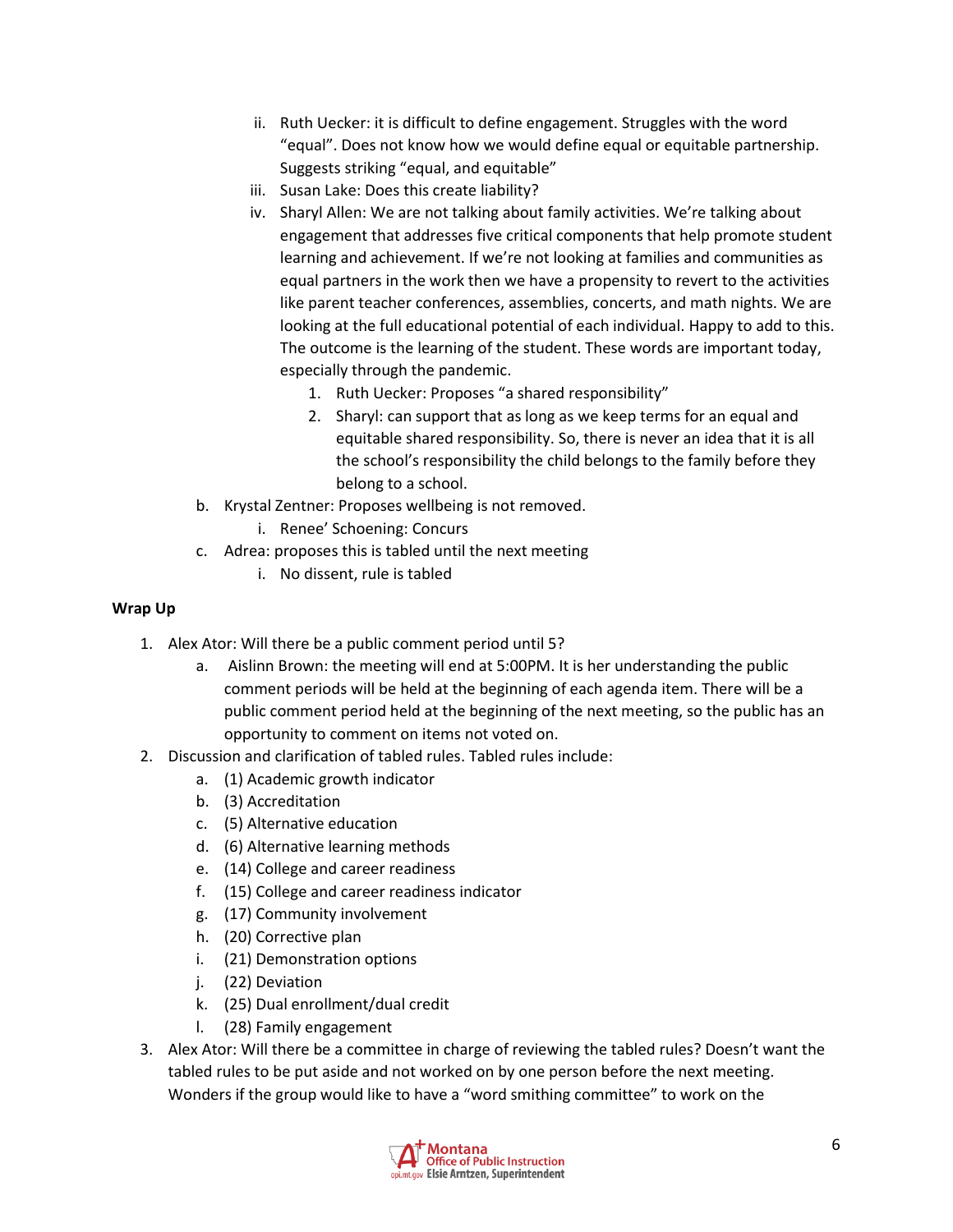ii. Ruth Uecker: it is difficult to define engagement. Struggles with the word "equal". Does not know how we would define equal or equitable partnership. Suggests striking "equal, and equitable"

   iii. Susan Lake: Does this create liability?

   iv. Sharyl Allen: We are not talking about family activities. We're talking about engagement that addresses five critical components that help promote student learning and achievement. If we're not looking at families and communities as equal partners in the work then we have a propensity to revert to the activities like parent teacher conferences, assemblies, concerts, and math nights. We are looking at the full educational potential of each individual. Happy to add to this. The outcome is the learning of the student. These words are important today, especially through the pandemic.

      1. Ruth Uecker: Proposes "a shared responsibility"
      2. Sharyl: can support that as long as we keep terms for an equal and equitable shared responsibility. So, there is never an idea that it is all the school's responsibility the child belongs to the family before they belong to a school.

b. Krystal Zentner: Proposes wellbeing is not removed.

   i. Renee' Schoening: Concurs

c. Adrea: proposes this is tabled until the next meeting

   i. No dissent, rule is tabled

**Wrap Up**

1. Alex Ator: Will there be a public comment period until 5?
   a. Aislinn Brown: the meeting will end at 5:00PM. It is her understanding the public comment periods will be held at the beginning of each agenda item. There will be a public comment period held at the beginning of the next meeting, so the public has an opportunity to comment on items not voted on.
2. Discussion and clarification of tabled rules. Tabled rules include:
   a. (1) Academic growth indicator
   b. (3) Accreditation
   c. (5) Alternative education
   d. (6) Alternative learning methods
   e. (14) College and career readiness
   f. (15) College and career readiness indicator
   g. (17) Community involvement
   h. (20) Corrective plan
   i. (21) Demonstration options
   j. (22) Deviation
   k. (25) Dual enrollment/dual credit
   l. (28) Family engagement
3. Alex Ator: Will there be a committee in charge of reviewing the tabled rules? Doesn't want the tabled rules to be put aside and not worked on by one person before the next meeting. Wonders if the group would like to have a "word smithing committee" to work on the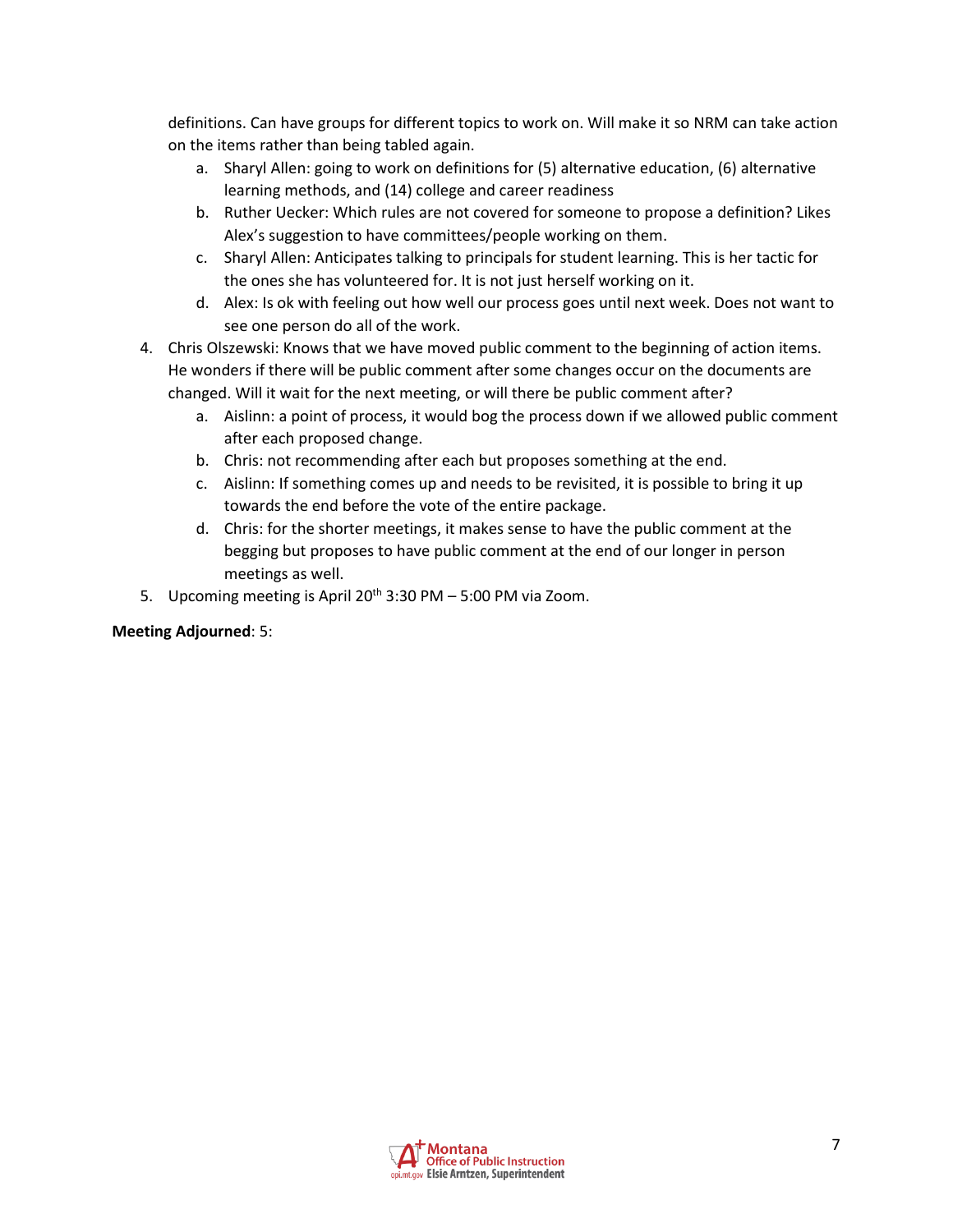definitions. Can have groups for different topics to work on. Will make it so NRM can take action on the items rather than being tabled again.

   a. Sharyl Allen: going to work on definitions for (5) alternative education, (6) alternative learning methods, and (14) college and career readiness
   b. Ruther Uecker: Which rules are not covered for someone to propose a definition? Likes Alex's suggestion to have committees/people working on them.
   c. Sharyl Allen: Anticipates talking to principals for student learning. This is her tactic for the ones she has volunteered for. It is not just herself working on it.
   d. Alex: Is ok with feeling out how well our process goes until next week. Does not want to see one person do all of the work.

4. Chris Olszewski: Knows that we have moved public comment to the beginning of action items. He wonders if there will be public comment after some changes occur on the documents are changed. Will it wait for the next meeting, or will there be public comment after?
   a. Aislinn: a point of process, it would bog the process down if we allowed public comment after each proposed change.
   b. Chris: not recommending after each but proposes something at the end.
   c. Aislinn: If something comes up and needs to be revisited, it is possible to bring it up towards the end before the vote of the entire package.
   d. Chris: for the shorter meetings, it makes sense to have the public comment at the begging but proposes to have public comment at the end of our longer in person meetings as well.
5. Upcoming meeting is April 20th 3:30 PM – 5:00 PM via Zoom.

**Meeting Adjourned**: 5: